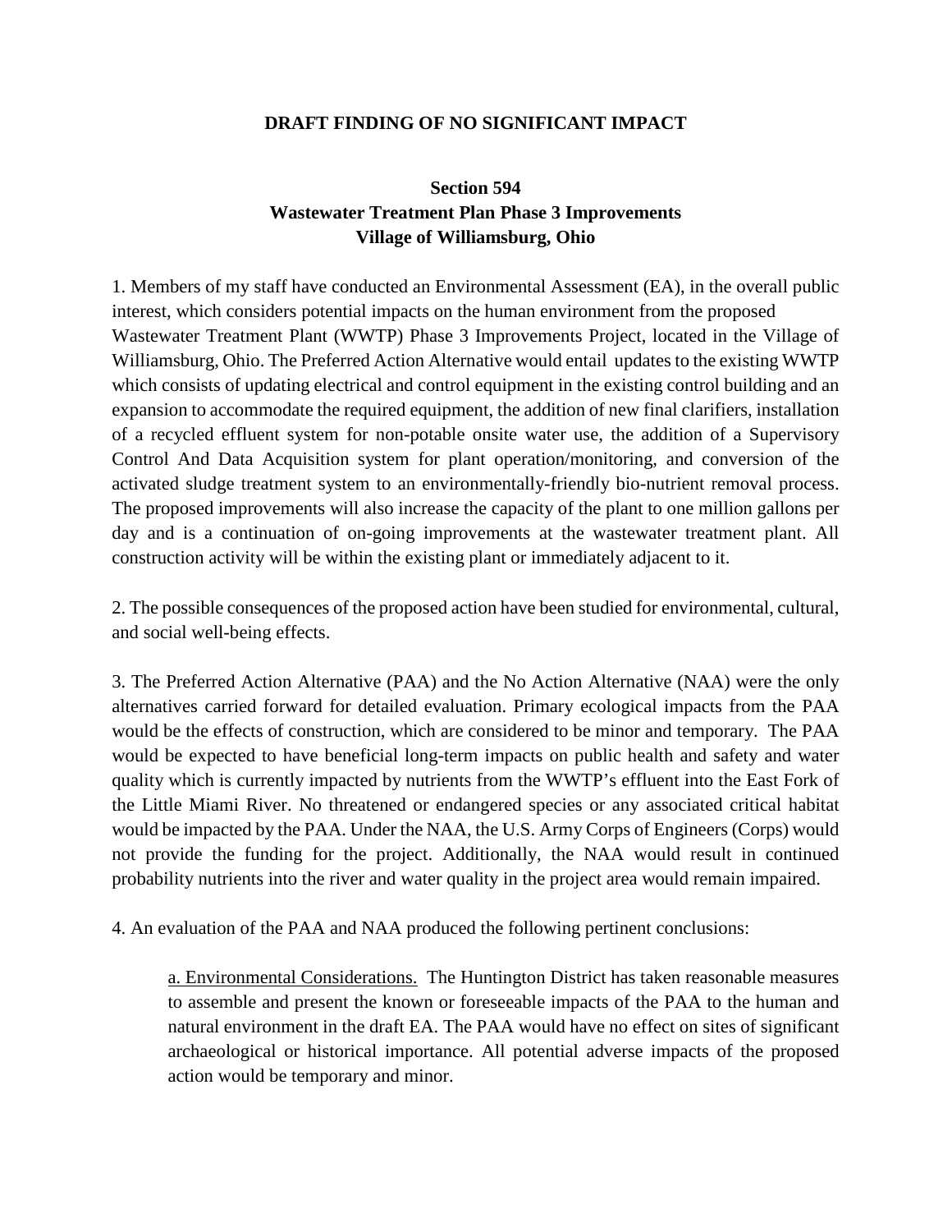**DRAFT FINDING OF NO SIGNIFICANT IMPACT**

**Section 594**
**Wastewater Treatment Plan Phase 3 Improvements**
**Village of Williamsburg, Ohio**

1. Members of my staff have conducted an Environmental Assessment (EA), in the overall public interest, which considers potential impacts on the human environment from the proposed Wastewater Treatment Plant (WWTP) Phase 3 Improvements Project, located in the Village of Williamsburg, Ohio. The Preferred Action Alternative would entail updates to the existing WWTP which consists of updating electrical and control equipment in the existing control building and an expansion to accommodate the required equipment, the addition of new final clarifiers, installation of a recycled effluent system for non-potable onsite water use, the addition of a Supervisory Control And Data Acquisition system for plant operation/monitoring, and conversion of the activated sludge treatment system to an environmentally-friendly bio-nutrient removal process. The proposed improvements will also increase the capacity of the plant to one million gallons per day and is a continuation of on-going improvements at the wastewater treatment plant. All construction activity will be within the existing plant or immediately adjacent to it.

2. The possible consequences of the proposed action have been studied for environmental, cultural, and social well-being effects.

3. The Preferred Action Alternative (PAA) and the No Action Alternative (NAA) were the only alternatives carried forward for detailed evaluation. Primary ecological impacts from the PAA would be the effects of construction, which are considered to be minor and temporary. The PAA would be expected to have beneficial long-term impacts on public health and safety and water quality which is currently impacted by nutrients from the WWTP's effluent into the East Fork of the Little Miami River. No threatened or endangered species or any associated critical habitat would be impacted by the PAA. Under the NAA, the U.S. Army Corps of Engineers (Corps) would not provide the funding for the project. Additionally, the NAA would result in continued probability nutrients into the river and water quality in the project area would remain impaired.

4. An evaluation of the PAA and NAA produced the following pertinent conclusions:

> a. Environmental Considerations. The Huntington District has taken reasonable measures to assemble and present the known or foreseeable impacts of the PAA to the human and natural environment in the draft EA. The PAA would have no effect on sites of significant archaeological or historical importance. All potential adverse impacts of the proposed action would be temporary and minor.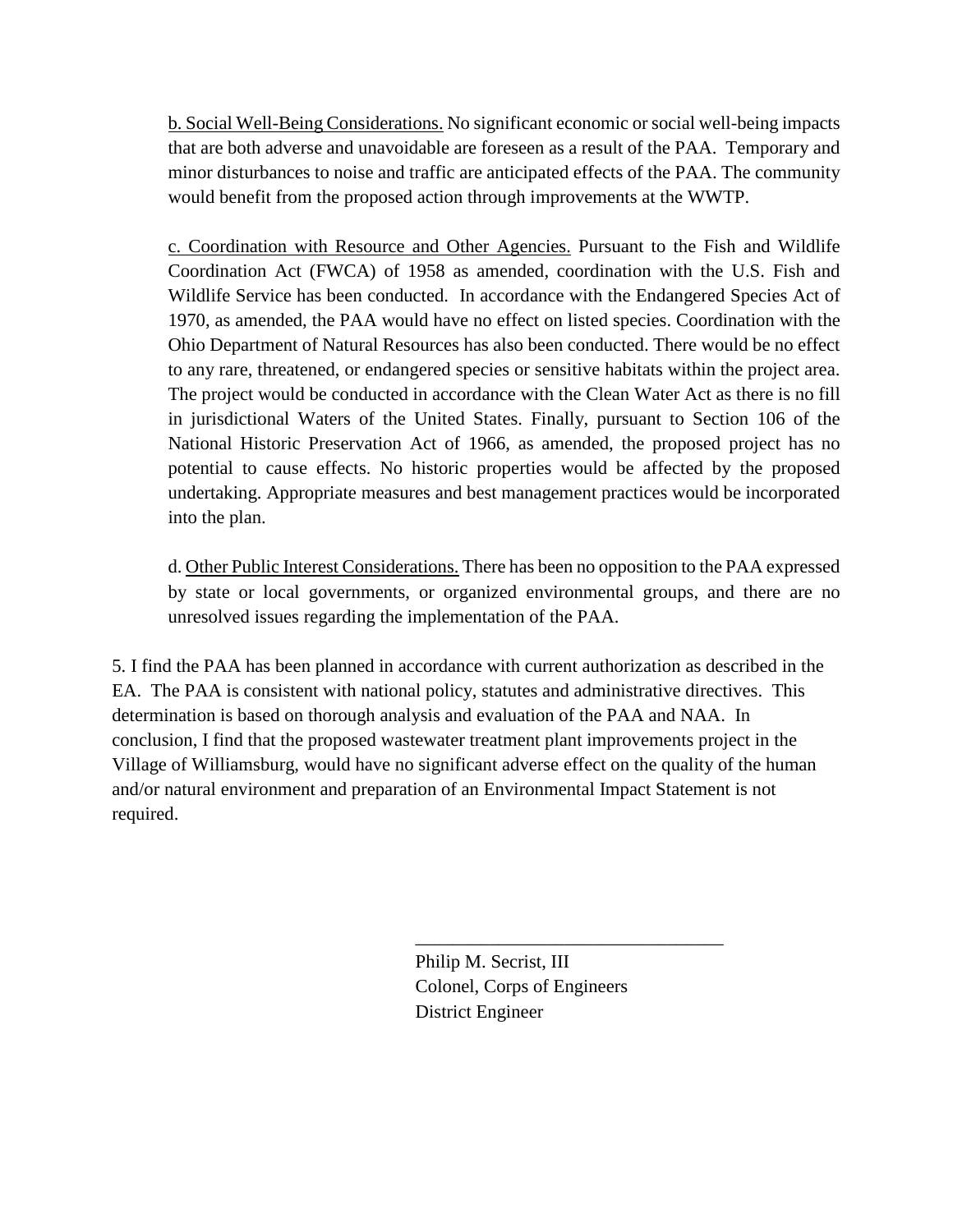b. Social Well-Being Considerations. No significant economic or social well-being impacts that are both adverse and unavoidable are foreseen as a result of the PAA. Temporary and minor disturbances to noise and traffic are anticipated effects of the PAA. The community would benefit from the proposed action through improvements at the WWTP.

c. Coordination with Resource and Other Agencies. Pursuant to the Fish and Wildlife Coordination Act (FWCA) of 1958 as amended, coordination with the U.S. Fish and Wildlife Service has been conducted. In accordance with the Endangered Species Act of 1970, as amended, the PAA would have no effect on listed species. Coordination with the Ohio Department of Natural Resources has also been conducted. There would be no effect to any rare, threatened, or endangered species or sensitive habitats within the project area. The project would be conducted in accordance with the Clean Water Act as there is no fill in jurisdictional Waters of the United States. Finally, pursuant to Section 106 of the National Historic Preservation Act of 1966, as amended, the proposed project has no potential to cause effects. No historic properties would be affected by the proposed undertaking. Appropriate measures and best management practices would be incorporated into the plan.

d. Other Public Interest Considerations. There has been no opposition to the PAA expressed by state or local governments, or organized environmental groups, and there are no unresolved issues regarding the implementation of the PAA.

5. I find the PAA has been planned in accordance with current authorization as described in the EA. The PAA is consistent with national policy, statutes and administrative directives. This determination is based on thorough analysis and evaluation of the PAA and NAA. In conclusion, I find that the proposed wastewater treatment plant improvements project in the Village of Williamsburg, would have no significant adverse effect on the quality of the human and/or natural environment and preparation of an Environmental Impact Statement is not required.

\_\_\_\_\_\_\_\_\_\_\_\_\_\_\_\_\_\_\_\_\_\_\_\_\_\_\_\_\_\_\_\_\_\_

Philip M. Secrist, III
Colonel, Corps of Engineers
District Engineer